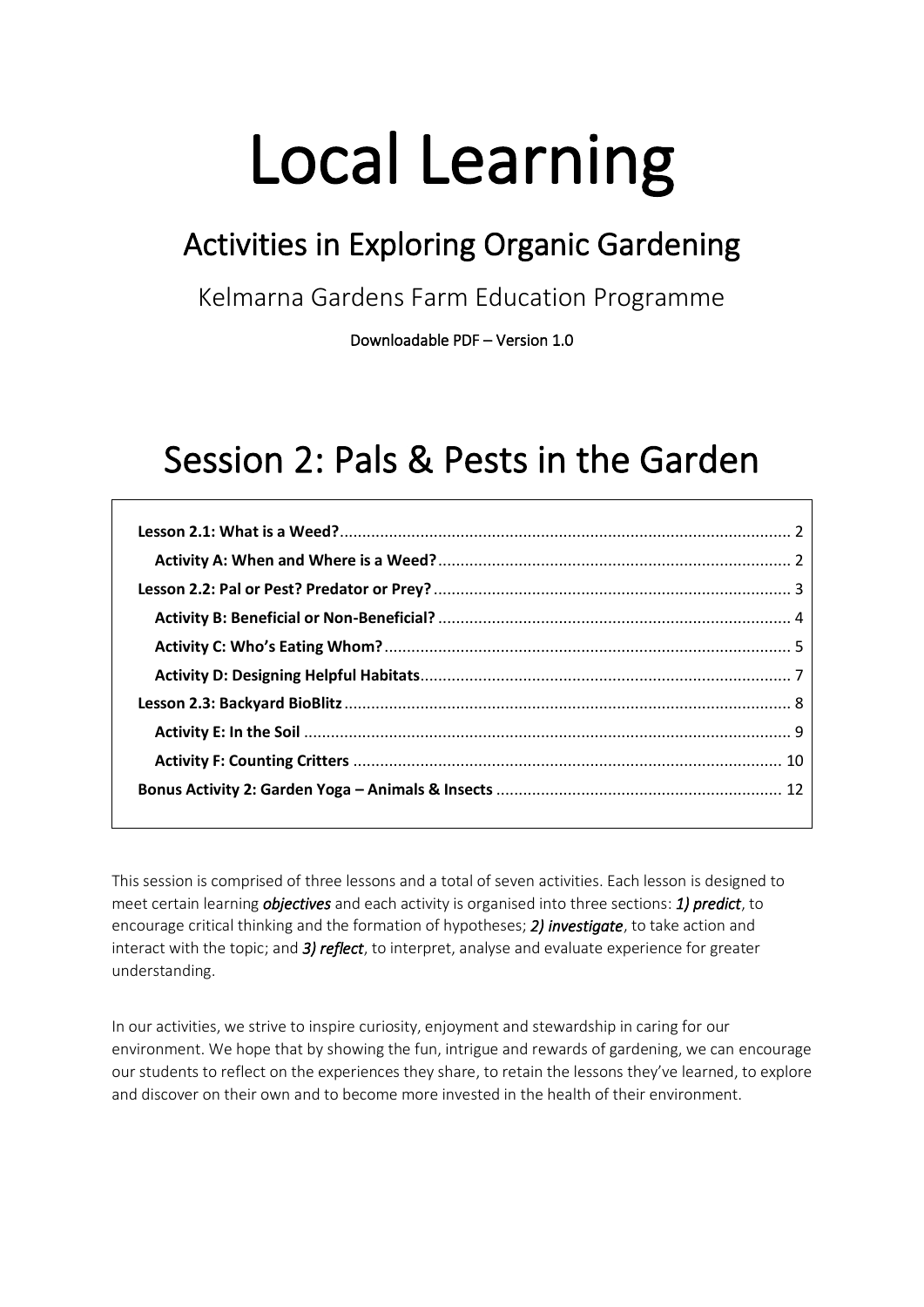# Local Learning

## Activities in Exploring Organic Gardening

Kelmarna Gardens Farm Education Programme

Downloadable PDF – Version 1.0

# Session 2: Pals & Pests in the Garden

**Lesson 2.1: What is a Weed?** .......... 2
- **Activity A: When and Where is a Weed?** .......... 2

**Lesson 2.2: Pal or Pest? Predator or Prey?** .......... 3
- **Activity B: Beneficial or Non-Beneficial?** .......... 4
- **Activity C: Who's Eating Whom?** .......... 5
- **Activity D: Designing Helpful Habitats** .......... 7

**Lesson 2.3: Backyard BioBlitz** .......... 8
- **Activity E: In the Soil** .......... 9
- **Activity F: Counting Critters** .......... 10

**Bonus Activity 2: Garden Yoga – Animals & Insects** .......... 12

This session is comprised of three lessons and a total of seven activities. Each lesson is designed to meet certain learning ***objectives*** and each activity is organised into three sections: ***1) predict***, to encourage critical thinking and the formation of hypotheses; ***2) investigate***, to take action and interact with the topic; and ***3) reflect***, to interpret, analyse and evaluate experience for greater understanding.

In our activities, we strive to inspire curiosity, enjoyment and stewardship in caring for our environment. We hope that by showing the fun, intrigue and rewards of gardening, we can encourage our students to reflect on the experiences they share, to retain the lessons they've learned, to explore and discover on their own and to become more invested in the health of their environment.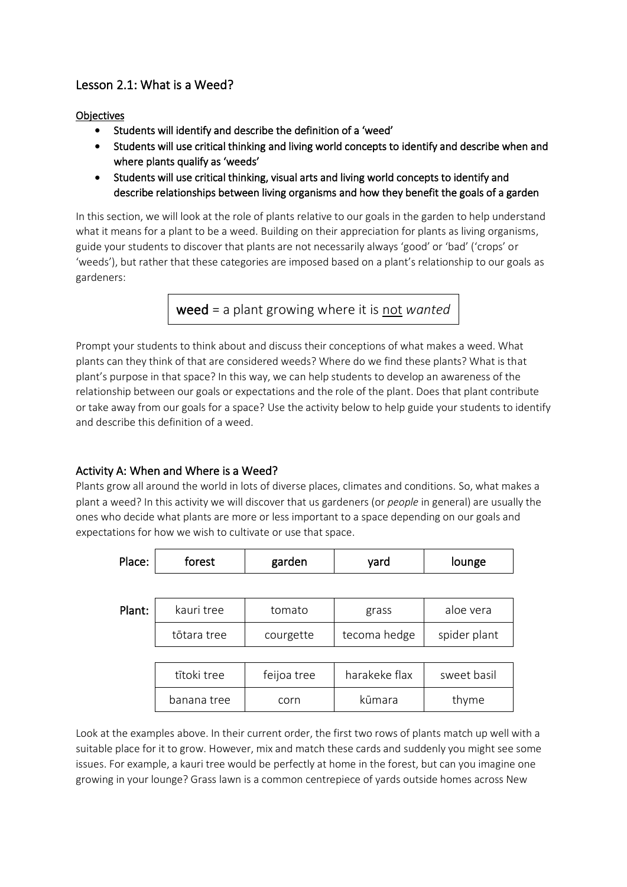## Lesson 2.1: What is a Weed?

<u>Objectives</u>

- Students will identify and describe the definition of a 'weed'
- Students will use critical thinking and living world concepts to identify and describe when and where plants qualify as 'weeds'
- Students will use critical thinking, visual arts and living world concepts to identify and describe relationships between living organisms and how they benefit the goals of a garden

In this section, we will look at the role of plants relative to our goals in the garden to help understand what it means for a plant to be a weed. Building on their appreciation for plants as living organisms, guide your students to discover that plants are not necessarily always 'good' or 'bad' ('crops' or 'weeds'), but rather that these categories are imposed based on a plant's relationship to our goals as gardeners:

> **weed** = a plant growing where it is <u>not</u> *wanted*

Prompt your students to think about and discuss their conceptions of what makes a weed. What plants can they think of that are considered weeds? Where do we find these plants? What is that plant's purpose in that space? In this way, we can help students to develop an awareness of the relationship between our goals or expectations and the role of the plant. Does that plant contribute or take away from our goals for a space? Use the activity below to help guide your students to identify and describe this definition of a weed.

### Activity A: When and Where is a Weed?

Plants grow all around the world in lots of diverse places, climates and conditions. So, what makes a plant a weed? In this activity we will discover that us gardeners (or *people* in general) are usually the ones who decide what plants are more or less important to a space depending on our goals and expectations for how we wish to cultivate or use that space.

| | | | | |
|---|---|---|---|---|
| **Place:** | forest | garden | yard | lounge |
| | | | | |
| **Plant:** | kauri tree | tomato | grass | aloe vera |
| | tōtara tree | courgette | tecoma hedge | spider plant |
| | | | | |
| | tītoki tree | feijoa tree | harakeke flax | sweet basil |
| | banana tree | corn | kūmara | thyme |

Look at the examples above. In their current order, the first two rows of plants match up well with a suitable place for it to grow. However, mix and match these cards and suddenly you might see some issues. For example, a kauri tree would be perfectly at home in the forest, but can you imagine one growing in your lounge? Grass lawn is a common centrepiece of yards outside homes across New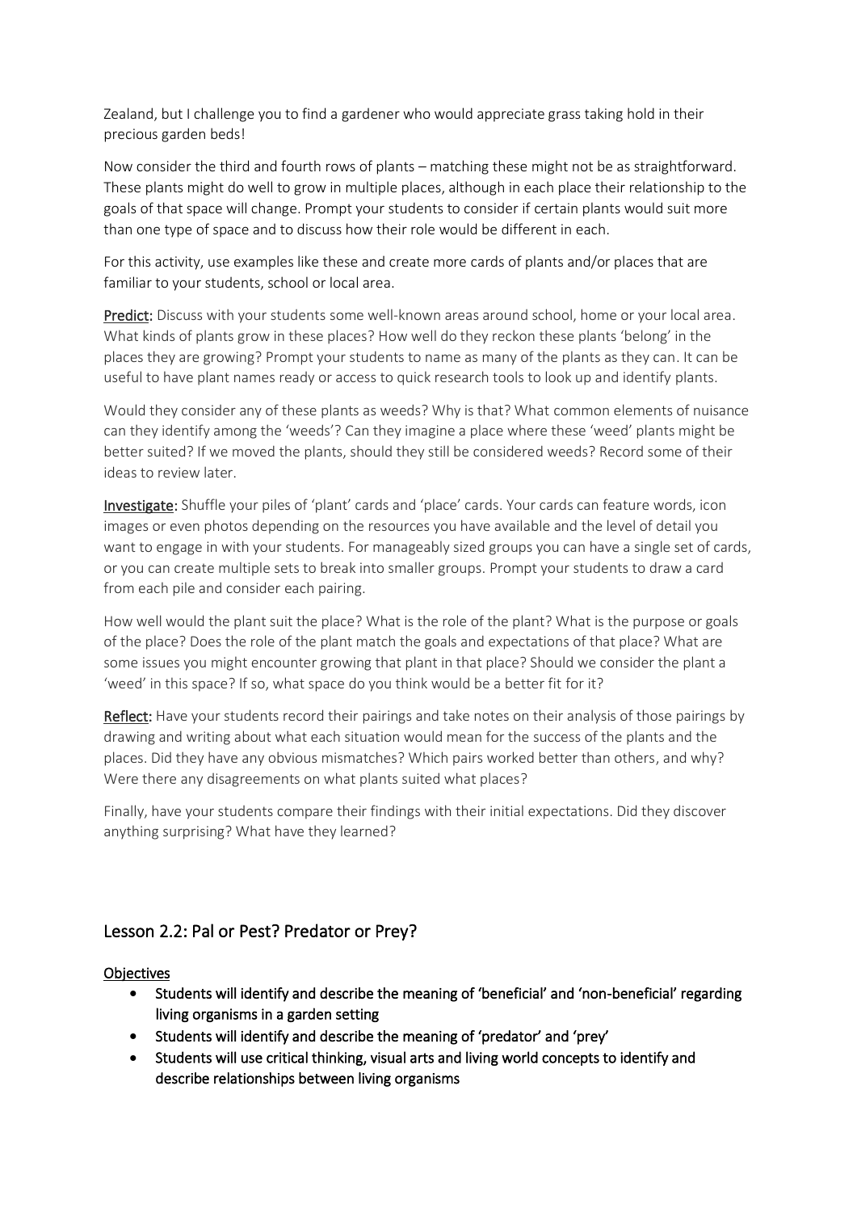Zealand, but I challenge you to find a gardener who would appreciate grass taking hold in their precious garden beds!

Now consider the third and fourth rows of plants – matching these might not be as straightforward. These plants might do well to grow in multiple places, although in each place their relationship to the goals of that space will change. Prompt your students to consider if certain plants would suit more than one type of space and to discuss how their role would be different in each.

For this activity, use examples like these and create more cards of plants and/or places that are familiar to your students, school or local area.

**Predict:** Discuss with your students some well-known areas around school, home or your local area. What kinds of plants grow in these places? How well do they reckon these plants 'belong' in the places they are growing? Prompt your students to name as many of the plants as they can. It can be useful to have plant names ready or access to quick research tools to look up and identify plants.

Would they consider any of these plants as weeds? Why is that? What common elements of nuisance can they identify among the 'weeds'? Can they imagine a place where these 'weed' plants might be better suited? If we moved the plants, should they still be considered weeds? Record some of their ideas to review later.

**Investigate:** Shuffle your piles of 'plant' cards and 'place' cards. Your cards can feature words, icon images or even photos depending on the resources you have available and the level of detail you want to engage in with your students. For manageably sized groups you can have a single set of cards, or you can create multiple sets to break into smaller groups. Prompt your students to draw a card from each pile and consider each pairing.

How well would the plant suit the place? What is the role of the plant? What is the purpose or goals of the place? Does the role of the plant match the goals and expectations of that place? What are some issues you might encounter growing that plant in that place? Should we consider the plant a 'weed' in this space? If so, what space do you think would be a better fit for it?

**Reflect:** Have your students record their pairings and take notes on their analysis of those pairings by drawing and writing about what each situation would mean for the success of the plants and the places. Did they have any obvious mismatches? Which pairs worked better than others, and why? Were there any disagreements on what plants suited what places?

Finally, have your students compare their findings with their initial expectations. Did they discover anything surprising? What have they learned?

## Lesson 2.2: Pal or Pest? Predator or Prey?

**Objectives**

- **Students will identify and describe the meaning of 'beneficial' and 'non-beneficial' regarding living organisms in a garden setting**
- **Students will identify and describe the meaning of 'predator' and 'prey'**
- **Students will use critical thinking, visual arts and living world concepts to identify and describe relationships between living organisms**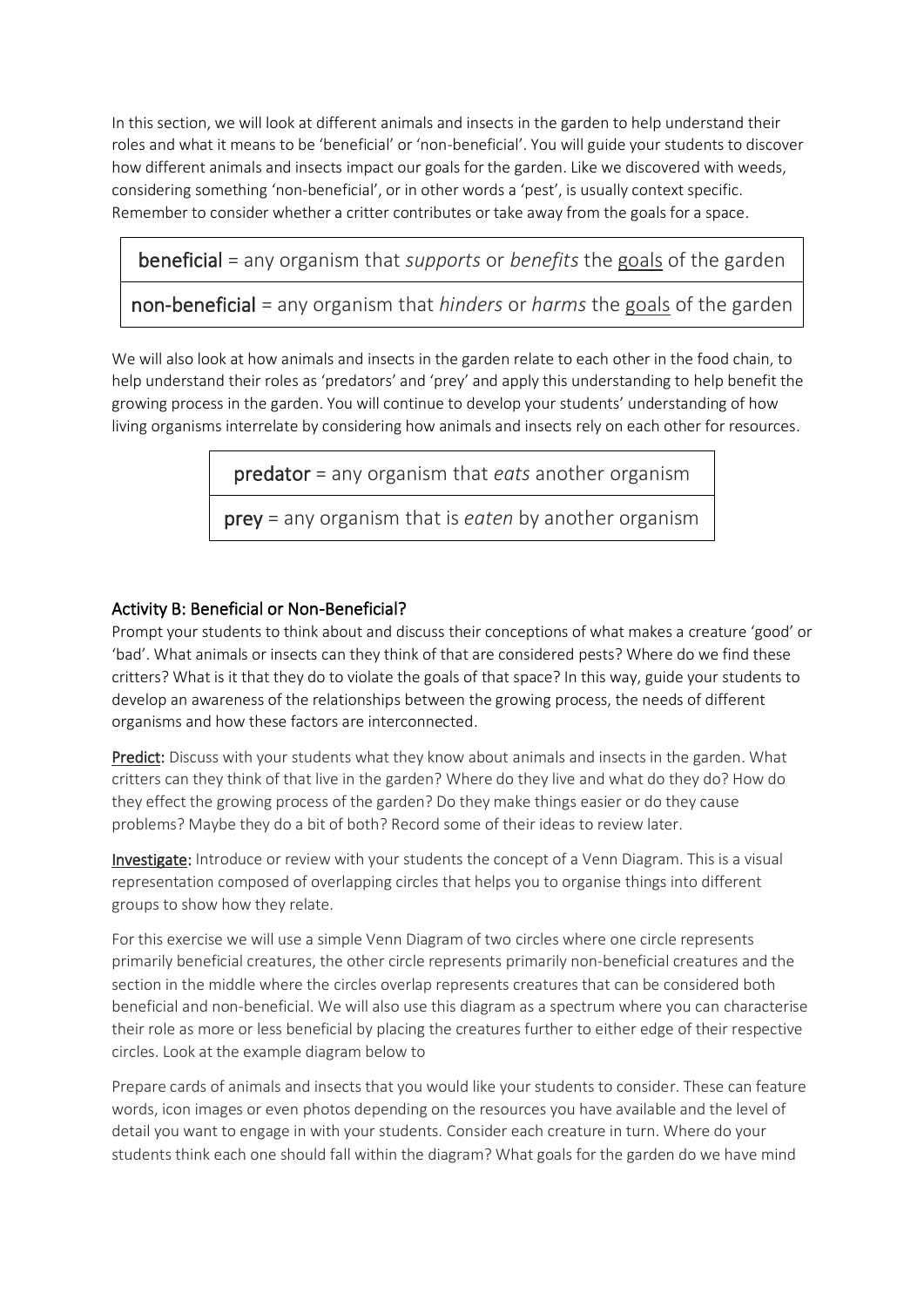In this section, we will look at different animals and insects in the garden to help understand their roles and what it means to be 'beneficial' or 'non-beneficial'. You will guide your students to discover how different animals and insects impact our goals for the garden. Like we discovered with weeds, considering something 'non-beneficial', or in other words a 'pest', is usually context specific. Remember to consider whether a critter contributes or take away from the goals for a space.

| |
|---|
| **beneficial** = any organism that *supports* or *benefits* the <u>goals</u> of the garden |
| **non-beneficial** = any organism that *hinders* or *harms* the <u>goals</u> of the garden |

We will also look at how animals and insects in the garden relate to each other in the food chain, to help understand their roles as 'predators' and 'prey' and apply this understanding to help benefit the growing process in the garden. You will continue to develop your students' understanding of how living organisms interrelate by considering how animals and insects rely on each other for resources.

| |
|---|
| **predator** = any organism that *eats* another organism |
| **prey** = any organism that is *eaten* by another organism |

## Activity B: Beneficial or Non-Beneficial?

Prompt your students to think about and discuss their conceptions of what makes a creature 'good' or 'bad'. What animals or insects can they think of that are considered pests? Where do we find these critters? What is it that they do to violate the goals of that space? In this way, guide your students to develop an awareness of the relationships between the growing process, the needs of different organisms and how these factors are interconnected.

**Predict:** Discuss with your students what they know about animals and insects in the garden. What critters can they think of that live in the garden? Where do they live and what do they do? How do they effect the growing process of the garden? Do they make things easier or do they cause problems? Maybe they do a bit of both? Record some of their ideas to review later.

**Investigate:** Introduce or review with your students the concept of a Venn Diagram. This is a visual representation composed of overlapping circles that helps you to organise things into different groups to show how they relate.

For this exercise we will use a simple Venn Diagram of two circles where one circle represents primarily beneficial creatures, the other circle represents primarily non-beneficial creatures and the section in the middle where the circles overlap represents creatures that can be considered both beneficial and non-beneficial. We will also use this diagram as a spectrum where you can characterise their role as more or less beneficial by placing the creatures further to either edge of their respective circles. Look at the example diagram below to

Prepare cards of animals and insects that you would like your students to consider. These can feature words, icon images or even photos depending on the resources you have available and the level of detail you want to engage in with your students. Consider each creature in turn. Where do your students think each one should fall within the diagram? What goals for the garden do we have mind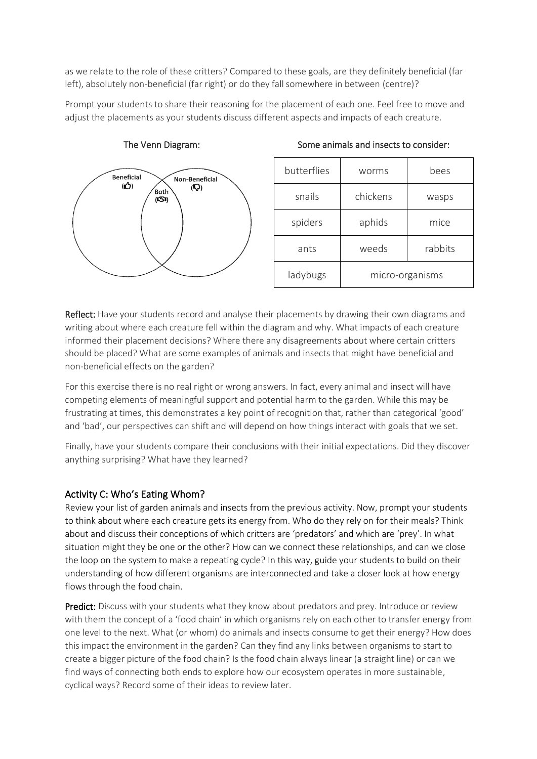as we relate to the role of these critters? Compared to these goals, are they definitely beneficial (far left), absolutely non-beneficial (far right) or do they fall somewhere in between (centre)?

Prompt your students to share their reasoning for the placement of each one. Feel free to move and adjust the placements as your students discuss different aspects and impacts of each creature.

The Venn Diagram:

Beneficial (👍) | Both | Non-Beneficial (👎)

Some animals and insects to consider:

| butterflies | worms | bees |
| --- | --- | --- |
| snails | chickens | wasps |
| spiders | aphids | mice |
| ants | weeds | rabbits |
| ladybugs | micro-organisms | |

**Reflect:** Have your students record and analyse their placements by drawing their own diagrams and writing about where each creature fell within the diagram and why. What impacts of each creature informed their placement decisions? Where there any disagreements about where certain critters should be placed? What are some examples of animals and insects that might have beneficial and non-beneficial effects on the garden?

For this exercise there is no real right or wrong answers. In fact, every animal and insect will have competing elements of meaningful support and potential harm to the garden. While this may be frustrating at times, this demonstrates a key point of recognition that, rather than categorical 'good' and 'bad', our perspectives can shift and will depend on how things interact with goals that we set.

Finally, have your students compare their conclusions with their initial expectations. Did they discover anything surprising? What have they learned?

## Activity C: Who's Eating Whom?

Review your list of garden animals and insects from the previous activity. Now, prompt your students to think about where each creature gets its energy from. Who do they rely on for their meals? Think about and discuss their conceptions of which critters are 'predators' and which are 'prey'. In what situation might they be one or the other? How can we connect these relationships, and can we close the loop on the system to make a repeating cycle? In this way, guide your students to build on their understanding of how different organisms are interconnected and take a closer look at how energy flows through the food chain.

**Predict:** Discuss with your students what they know about predators and prey. Introduce or review with them the concept of a 'food chain' in which organisms rely on each other to transfer energy from one level to the next. What (or whom) do animals and insects consume to get their energy? How does this impact the environment in the garden? Can they find any links between organisms to start to create a bigger picture of the food chain? Is the food chain always linear (a straight line) or can we find ways of connecting both ends to explore how our ecosystem operates in more sustainable, cyclical ways? Record some of their ideas to review later.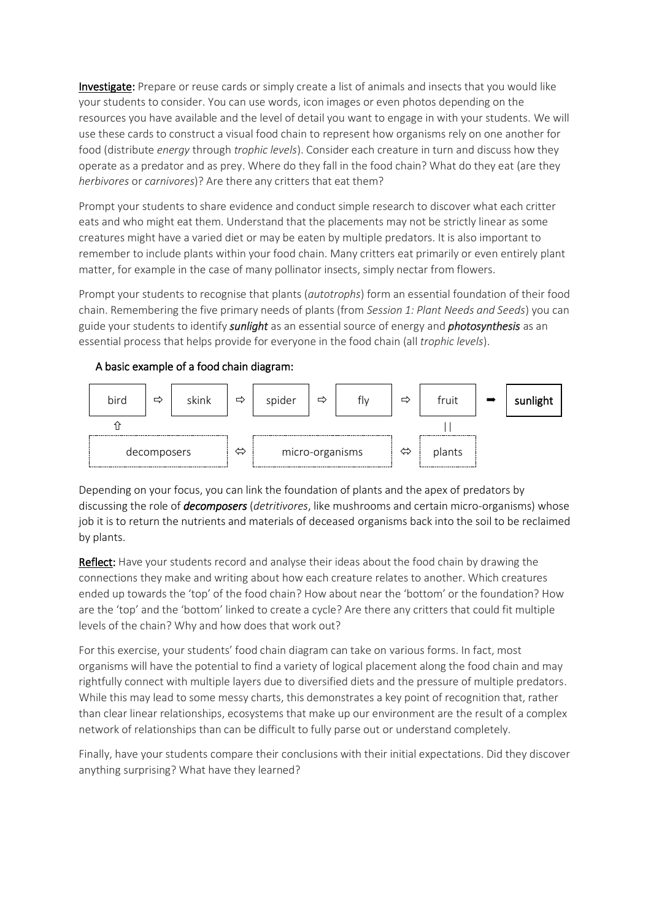**Investigate:** Prepare or reuse cards or simply create a list of animals and insects that you would like your students to consider. You can use words, icon images or even photos depending on the resources you have available and the level of detail you want to engage in with your students. We will use these cards to construct a visual food chain to represent how organisms rely on one another for food (distribute *energy* through *trophic levels*). Consider each creature in turn and discuss how they operate as a predator and as prey. Where do they fall in the food chain? What do they eat (are they *herbivores* or *carnivores*)? Are there any critters that eat them?

Prompt your students to share evidence and conduct simple research to discover what each critter eats and who might eat them. Understand that the placements may not be strictly linear as some creatures might have a varied diet or may be eaten by multiple predators. It is also important to remember to include plants within your food chain. Many critters eat primarily or even entirely plant matter, for example in the case of many pollinator insects, simply nectar from flowers.

Prompt your students to recognise that plants (*autotrophs*) form an essential foundation of their food chain. Remembering the five primary needs of plants (from *Session 1: Plant Needs and Seeds*) you can guide your students to identify ***sunlight*** as an essential source of energy and ***photosynthesis*** as an essential process that helps provide for everyone in the food chain (all *trophic levels*).

A basic example of a food chain diagram:

```
bird  ⇨  skink  ⇨  spider  ⇨  fly  ⇨  fruit  ➡  sunlight
 ⇧                                    ||
decomposers  ⇔  micro-organisms  ⇔  plants
```

Depending on your focus, you can link the foundation of plants and the apex of predators by discussing the role of ***decomposers*** (*detritivores*, like mushrooms and certain micro-organisms) whose job it is to return the nutrients and materials of deceased organisms back into the soil to be reclaimed by plants.

**Reflect:** Have your students record and analyse their ideas about the food chain by drawing the connections they make and writing about how each creature relates to another. Which creatures ended up towards the 'top' of the food chain? How about near the 'bottom' or the foundation? How are the 'top' and the 'bottom' linked to create a cycle? Are there any critters that could fit multiple levels of the chain? Why and how does that work out?

For this exercise, your students' food chain diagram can take on various forms. In fact, most organisms will have the potential to find a variety of logical placement along the food chain and may rightfully connect with multiple layers due to diversified diets and the pressure of multiple predators. While this may lead to some messy charts, this demonstrates a key point of recognition that, rather than clear linear relationships, ecosystems that make up our environment are the result of a complex network of relationships than can be difficult to fully parse out or understand completely.

Finally, have your students compare their conclusions with their initial expectations. Did they discover anything surprising? What have they learned?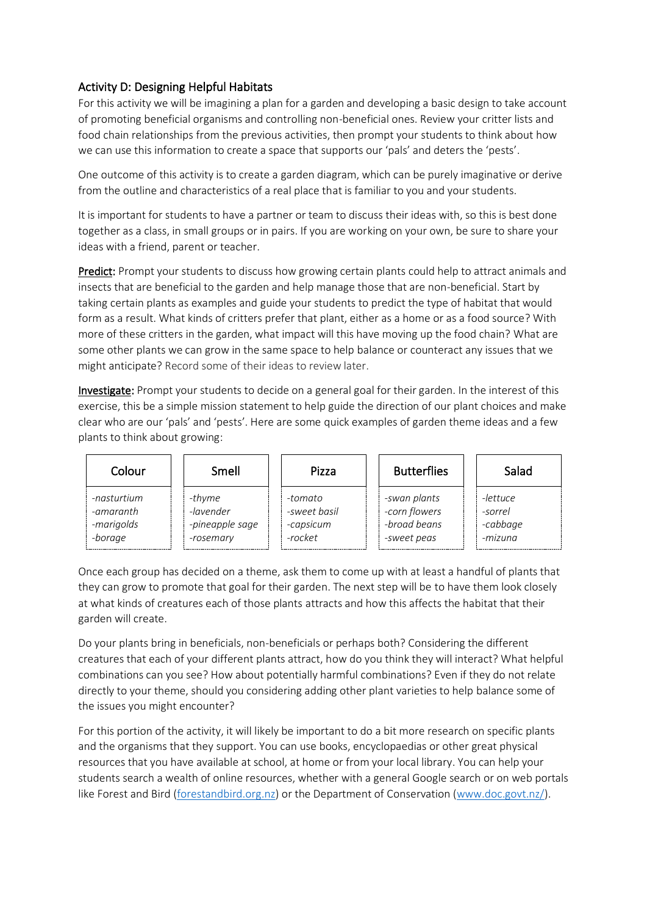## Activity D: Designing Helpful Habitats

For this activity we will be imagining a plan for a garden and developing a basic design to take account of promoting beneficial organisms and controlling non-beneficial ones. Review your critter lists and food chain relationships from the previous activities, then prompt your students to think about how we can use this information to create a space that supports our 'pals' and deters the 'pests'.

One outcome of this activity is to create a garden diagram, which can be purely imaginative or derive from the outline and characteristics of a real place that is familiar to you and your students.

It is important for students to have a partner or team to discuss their ideas with, so this is best done together as a class, in small groups or in pairs. If you are working on your own, be sure to share your ideas with a friend, parent or teacher.

**Predict:** Prompt your students to discuss how growing certain plants could help to attract animals and insects that are beneficial to the garden and help manage those that are non-beneficial. Start by taking certain plants as examples and guide your students to predict the type of habitat that would form as a result. What kinds of critters prefer that plant, either as a home or as a food source? With more of these critters in the garden, what impact will this have moving up the food chain? What are some other plants we can grow in the same space to help balance or counteract any issues that we might anticipate? Record some of their ideas to review later.

**Investigate:** Prompt your students to decide on a general goal for their garden. In the interest of this exercise, this be a simple mission statement to help guide the direction of our plant choices and make clear who are our 'pals' and 'pests'. Here are some quick examples of garden theme ideas and a few plants to think about growing:

| Colour | Smell | Pizza | Butterflies | Salad |
|---|---|---|---|---|
| *-nasturtium* | *-thyme* | *-tomato* | *-swan plants* | *-lettuce* |
| *-amaranth* | *-lavender* | *-sweet basil* | *-corn flowers* | *-sorrel* |
| *-marigolds* | *-pineapple sage* | *-capsicum* | *-broad beans* | *-cabbage* |
| *-borage* | *-rosemary* | *-rocket* | *-sweet peas* | *-mizuna* |

Once each group has decided on a theme, ask them to come up with at least a handful of plants that they can grow to promote that goal for their garden. The next step will be to have them look closely at what kinds of creatures each of those plants attracts and how this affects the habitat that their garden will create.

Do your plants bring in beneficials, non-beneficials or perhaps both? Considering the different creatures that each of your different plants attract, how do you think they will interact? What helpful combinations can you see? How about potentially harmful combinations? Even if they do not relate directly to your theme, should you considering adding other plant varieties to help balance some of the issues you might encounter?

For this portion of the activity, it will likely be important to do a bit more research on specific plants and the organisms that they support. You can use books, encyclopaedias or other great physical resources that you have available at school, at home or from your local library. You can help your students search a wealth of online resources, whether with a general Google search or on web portals like Forest and Bird (forestandbird.org.nz) or the Department of Conservation (www.doc.govt.nz/).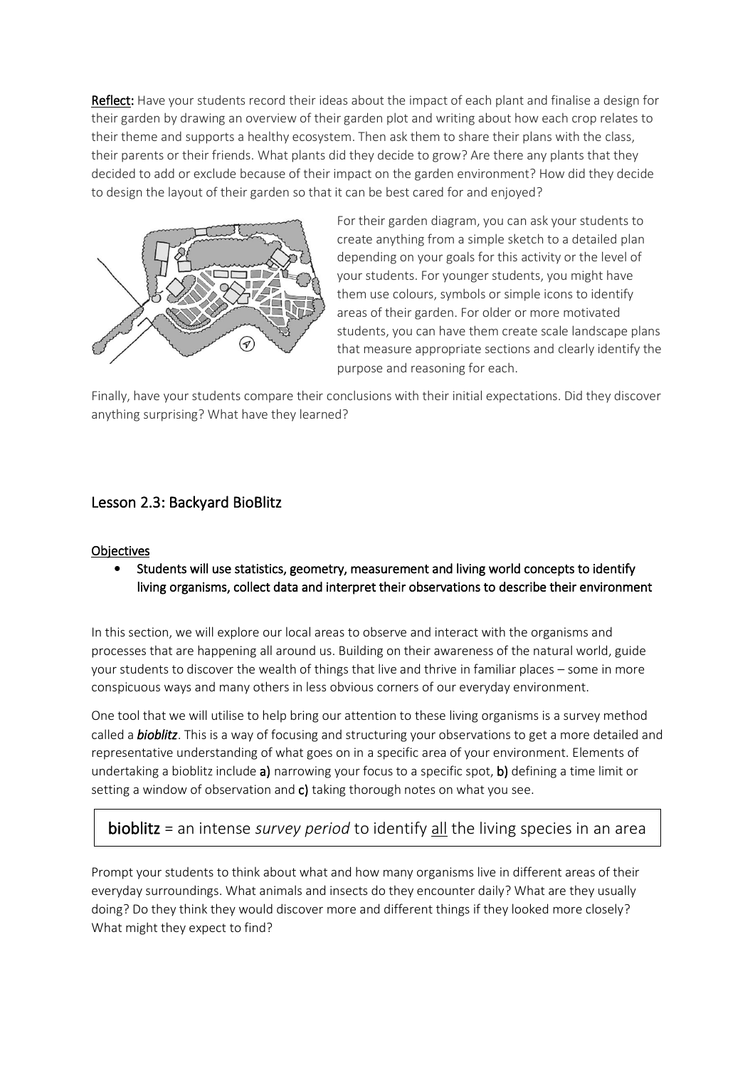**Reflect:** Have your students record their ideas about the impact of each plant and finalise a design for their garden by drawing an overview of their garden plot and writing about how each crop relates to their theme and supports a healthy ecosystem. Then ask them to share their plans with the class, their parents or their friends. What plants did they decide to grow? Are there any plants that they decided to add or exclude because of their impact on the garden environment? How did they decide to design the layout of their garden so that it can be best cared for and enjoyed?

For their garden diagram, you can ask your students to create anything from a simple sketch to a detailed plan depending on your goals for this activity or the level of your students. For younger students, you might have them use colours, symbols or simple icons to identify areas of their garden. For older or more motivated students, you can have them create scale landscape plans that measure appropriate sections and clearly identify the purpose and reasoning for each.

Finally, have your students compare their conclusions with their initial expectations. Did they discover anything surprising? What have they learned?

## Lesson 2.3: Backyard BioBlitz

### Objectives

- **Students will use statistics, geometry, measurement and living world concepts to identify living organisms, collect data and interpret their observations to describe their environment**

In this section, we will explore our local areas to observe and interact with the organisms and processes that are happening all around us. Building on their awareness of the natural world, guide your students to discover the wealth of things that live and thrive in familiar places – some in more conspicuous ways and many others in less obvious corners of our everyday environment.

One tool that we will utilise to help bring our attention to these living organisms is a survey method called a ***bioblitz***. This is a way of focusing and structuring your observations to get a more detailed and representative understanding of what goes on in a specific area of your environment. Elements of undertaking a bioblitz include **a)** narrowing your focus to a specific spot, **b)** defining a time limit or setting a window of observation and **c)** taking thorough notes on what you see.

> **bioblitz** = an intense *survey period* to identify all the living species in an area

Prompt your students to think about what and how many organisms live in different areas of their everyday surroundings. What animals and insects do they encounter daily? What are they usually doing? Do they think they would discover more and different things if they looked more closely? What might they expect to find?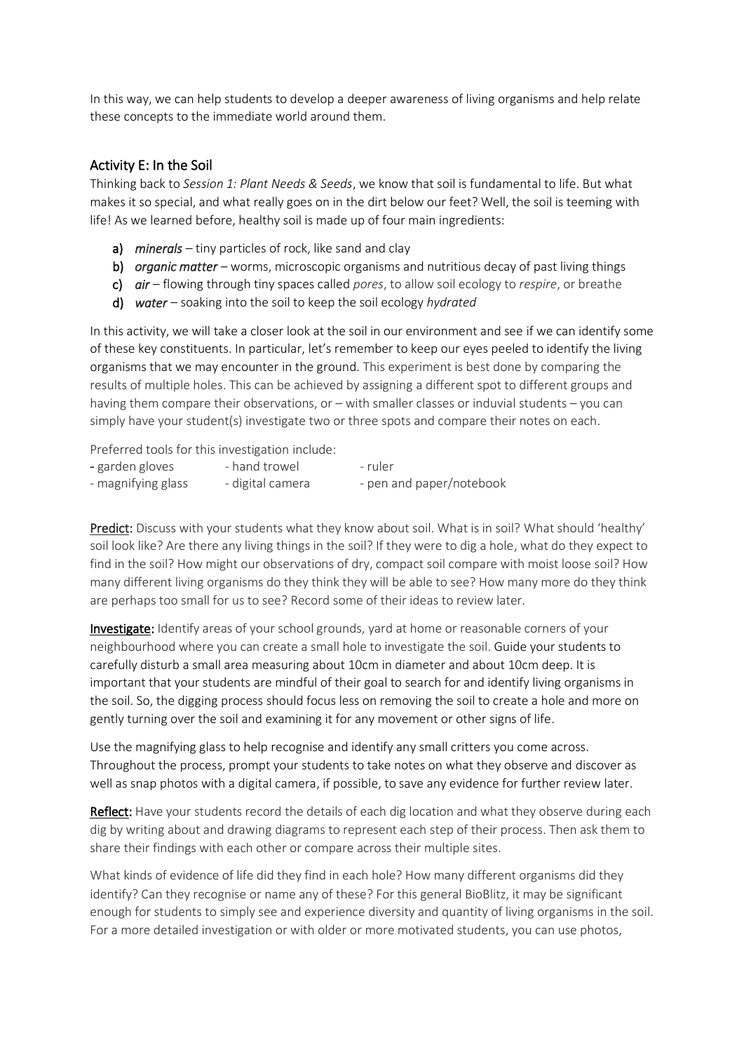In this way, we can help students to develop a deeper awareness of living organisms and help relate these concepts to the immediate world around them.

## Activity E: In the Soil

Thinking back to *Session 1: Plant Needs & Seeds*, we know that soil is fundamental to life. But what makes it so special, and what really goes on in the dirt below our feet? Well, the soil is teeming with life! As we learned before, healthy soil is made up of four main ingredients:

**a)** *minerals* – tiny particles of rock, like sand and clay
**b)** *organic matter* – worms, microscopic organisms and nutritious decay of past living things
**c)** *air* – flowing through tiny spaces called *pores*, to allow soil ecology to *respire*, or breathe
**d)** *water* – soaking into the soil to keep the soil ecology *hydrated*

In this activity, we will take a closer look at the soil in our environment and see if we can identify some of these key constituents. In particular, let's remember to keep our eyes peeled to identify the living organisms that we may encounter in the ground. This experiment is best done by comparing the results of multiple holes. This can be achieved by assigning a different spot to different groups and having them compare their observations, or – with smaller classes or induvial students – you can simply have your student(s) investigate two or three spots and compare their notes on each.

Preferred tools for this investigation include:

- garden gloves
- hand trowel
- ruler
- magnifying glass
- digital camera
- pen and paper/notebook

**Predict:** Discuss with your students what they know about soil. What is in soil? What should 'healthy' soil look like? Are there any living things in the soil? If they were to dig a hole, what do they expect to find in the soil? How might our observations of dry, compact soil compare with moist loose soil? How many different living organisms do they think they will be able to see? How many more do they think are perhaps too small for us to see? Record some of their ideas to review later.

**Investigate:** Identify areas of your school grounds, yard at home or reasonable corners of your neighbourhood where you can create a small hole to investigate the soil. Guide your students to carefully disturb a small area measuring about 10cm in diameter and about 10cm deep. It is important that your students are mindful of their goal to search for and identify living organisms in the soil. So, the digging process should focus less on removing the soil to create a hole and more on gently turning over the soil and examining it for any movement or other signs of life.

Use the magnifying glass to help recognise and identify any small critters you come across. Throughout the process, prompt your students to take notes on what they observe and discover as well as snap photos with a digital camera, if possible, to save any evidence for further review later.

**Reflect:** Have your students record the details of each dig location and what they observe during each dig by writing about and drawing diagrams to represent each step of their process. Then ask them to share their findings with each other or compare across their multiple sites.

What kinds of evidence of life did they find in each hole? How many different organisms did they identify? Can they recognise or name any of these? For this general BioBlitz, it may be significant enough for students to simply see and experience diversity and quantity of living organisms in the soil. For a more detailed investigation or with older or more motivated students, you can use photos,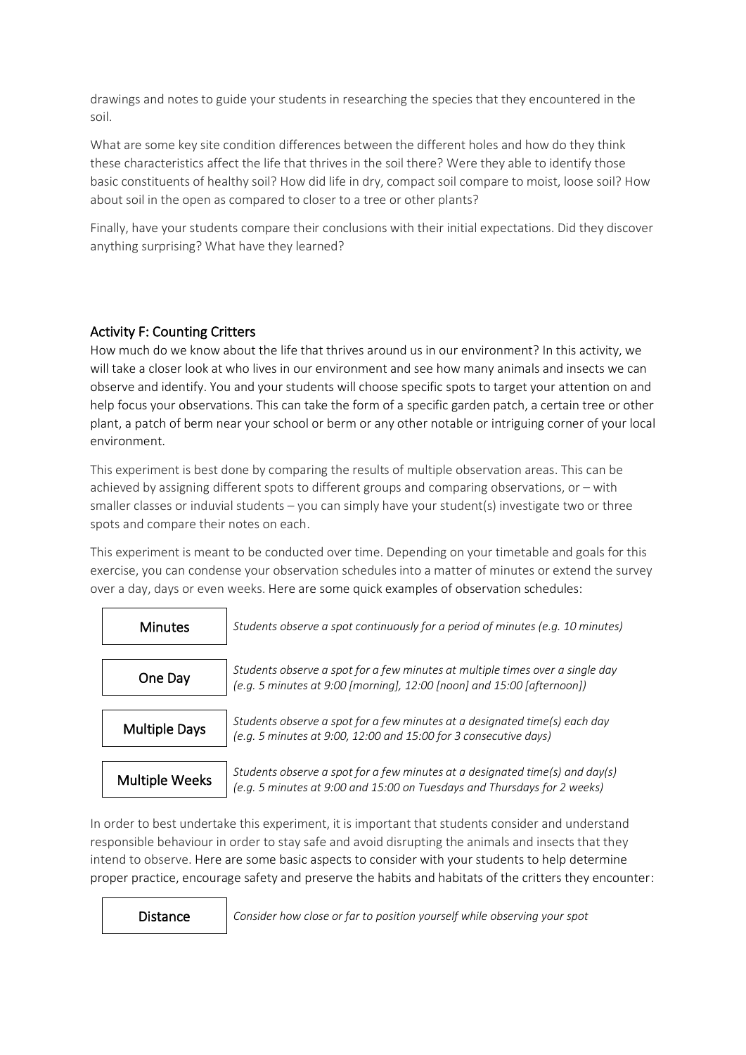drawings and notes to guide your students in researching the species that they encountered in the soil.

What are some key site condition differences between the different holes and how do they think these characteristics affect the life that thrives in the soil there? Were they able to identify those basic constituents of healthy soil? How did life in dry, compact soil compare to moist, loose soil? How about soil in the open as compared to closer to a tree or other plants?

Finally, have your students compare their conclusions with their initial expectations. Did they discover anything surprising? What have they learned?

## Activity F: Counting Critters

How much do we know about the life that thrives around us in our environment? In this activity, we will take a closer look at who lives in our environment and see how many animals and insects we can observe and identify. You and your students will choose specific spots to target your attention on and help focus your observations. This can take the form of a specific garden patch, a certain tree or other plant, a patch of berm near your school or berm or any other notable or intriguing corner of your local environment.

This experiment is best done by comparing the results of multiple observation areas. This can be achieved by assigning different spots to different groups and comparing observations, or – with smaller classes or induvial students – you can simply have your student(s) investigate two or three spots and compare their notes on each.

This experiment is meant to be conducted over time. Depending on your timetable and goals for this exercise, you can condense your observation schedules into a matter of minutes or extend the survey over a day, days or even weeks. Here are some quick examples of observation schedules:

| | |
|---|---|
| Minutes | *Students observe a spot continuously for a period of minutes (e.g. 10 minutes)* |
| One Day | *Students observe a spot for a few minutes at multiple times over a single day (e.g. 5 minutes at 9:00 [morning], 12:00 [noon] and 15:00 [afternoon])* |
| Multiple Days | *Students observe a spot for a few minutes at a designated time(s) each day (e.g. 5 minutes at 9:00, 12:00 and 15:00 for 3 consecutive days)* |
| Multiple Weeks | *Students observe a spot for a few minutes at a designated time(s) and day(s) (e.g. 5 minutes at 9:00 and 15:00 on Tuesdays and Thursdays for 2 weeks)* |

In order to best undertake this experiment, it is important that students consider and understand responsible behaviour in order to stay safe and avoid disrupting the animals and insects that they intend to observe. Here are some basic aspects to consider with your students to help determine proper practice, encourage safety and preserve the habits and habitats of the critters they encounter:

| | |
|---|---|
| Distance | *Consider how close or far to position yourself while observing your spot* |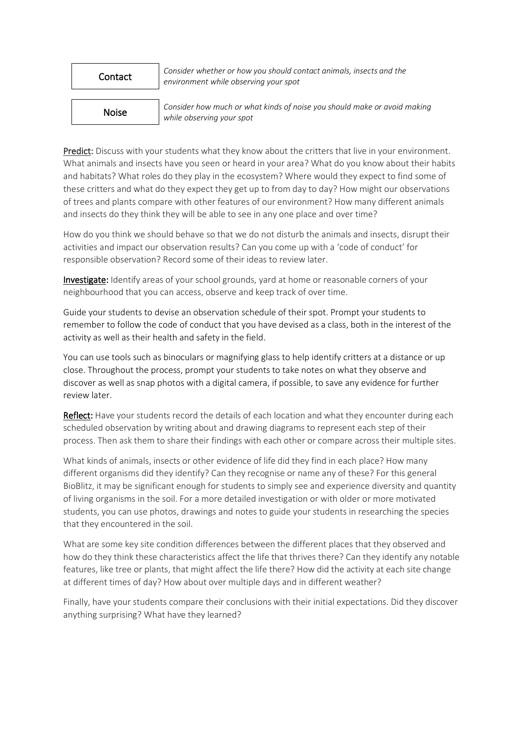| | |
|---|---|
| Contact | *Consider whether or how you should contact animals, insects and the environment while observing your spot* |
| Noise | *Consider how much or what kinds of noise you should make or avoid making while observing your spot* |

**Predict:** Discuss with your students what they know about the critters that live in your environment. What animals and insects have you seen or heard in your area? What do you know about their habits and habitats? What roles do they play in the ecosystem? Where would they expect to find some of these critters and what do they expect they get up to from day to day? How might our observations of trees and plants compare with other features of our environment? How many different animals and insects do they think they will be able to see in any one place and over time?

How do you think we should behave so that we do not disturb the animals and insects, disrupt their activities and impact our observation results? Can you come up with a 'code of conduct' for responsible observation? Record some of their ideas to review later.

**Investigate:** Identify areas of your school grounds, yard at home or reasonable corners of your neighbourhood that you can access, observe and keep track of over time.

Guide your students to devise an observation schedule of their spot. Prompt your students to remember to follow the code of conduct that you have devised as a class, both in the interest of the activity as well as their health and safety in the field.

You can use tools such as binoculars or magnifying glass to help identify critters at a distance or up close. Throughout the process, prompt your students to take notes on what they observe and discover as well as snap photos with a digital camera, if possible, to save any evidence for further review later.

**Reflect:** Have your students record the details of each location and what they encounter during each scheduled observation by writing about and drawing diagrams to represent each step of their process. Then ask them to share their findings with each other or compare across their multiple sites.

What kinds of animals, insects or other evidence of life did they find in each place? How many different organisms did they identify? Can they recognise or name any of these? For this general BioBlitz, it may be significant enough for students to simply see and experience diversity and quantity of living organisms in the soil. For a more detailed investigation or with older or more motivated students, you can use photos, drawings and notes to guide your students in researching the species that they encountered in the soil.

What are some key site condition differences between the different places that they observed and how do they think these characteristics affect the life that thrives there? Can they identify any notable features, like tree or plants, that might affect the life there? How did the activity at each site change at different times of day? How about over multiple days and in different weather?

Finally, have your students compare their conclusions with their initial expectations. Did they discover anything surprising? What have they learned?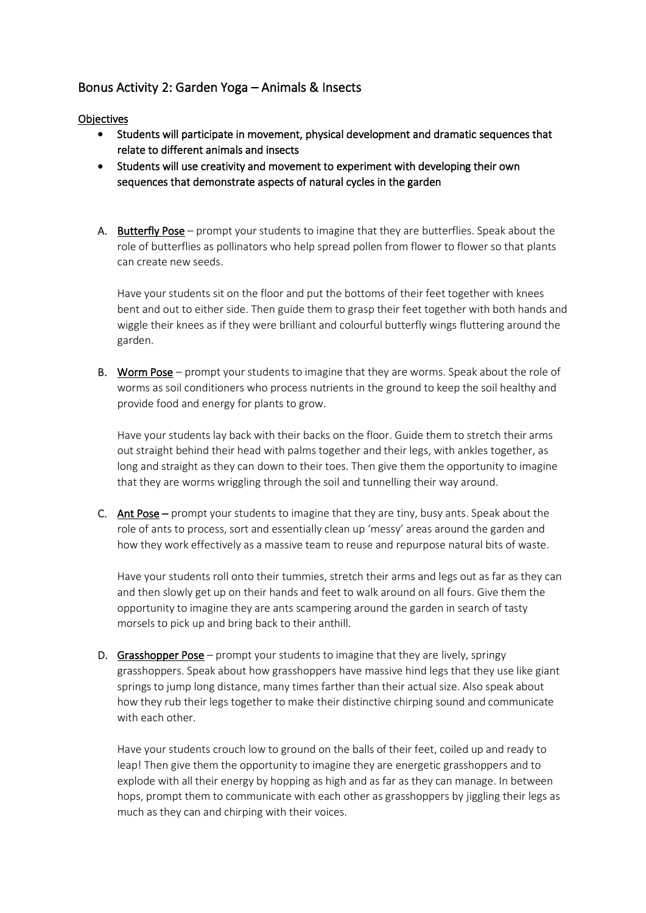## Bonus Activity 2: Garden Yoga – Animals & Insects

Objectives

- Students will participate in movement, physical development and dramatic sequences that relate to different animals and insects
- Students will use creativity and movement to experiment with developing their own sequences that demonstrate aspects of natural cycles in the garden

A. Butterfly Pose – prompt your students to imagine that they are butterflies. Speak about the role of butterflies as pollinators who help spread pollen from flower to flower so that plants can create new seeds.

   Have your students sit on the floor and put the bottoms of their feet together with knees bent and out to either side. Then guide them to grasp their feet together with both hands and wiggle their knees as if they were brilliant and colourful butterfly wings fluttering around the garden.

B. Worm Pose – prompt your students to imagine that they are worms. Speak about the role of worms as soil conditioners who process nutrients in the ground to keep the soil healthy and provide food and energy for plants to grow.

   Have your students lay back with their backs on the floor. Guide them to stretch their arms out straight behind their head with palms together and their legs, with ankles together, as long and straight as they can down to their toes. Then give them the opportunity to imagine that they are worms wriggling through the soil and tunnelling their way around.

C. Ant Pose – prompt your students to imagine that they are tiny, busy ants. Speak about the role of ants to process, sort and essentially clean up 'messy' areas around the garden and how they work effectively as a massive team to reuse and repurpose natural bits of waste.

   Have your students roll onto their tummies, stretch their arms and legs out as far as they can and then slowly get up on their hands and feet to walk around on all fours. Give them the opportunity to imagine they are ants scampering around the garden in search of tasty morsels to pick up and bring back to their anthill.

D. Grasshopper Pose – prompt your students to imagine that they are lively, springy grasshoppers. Speak about how grasshoppers have massive hind legs that they use like giant springs to jump long distance, many times farther than their actual size. Also speak about how they rub their legs together to make their distinctive chirping sound and communicate with each other.

   Have your students crouch low to ground on the balls of their feet, coiled up and ready to leap! Then give them the opportunity to imagine they are energetic grasshoppers and to explode with all their energy by hopping as high and as far as they can manage. In between hops, prompt them to communicate with each other as grasshoppers by jiggling their legs as much as they can and chirping with their voices.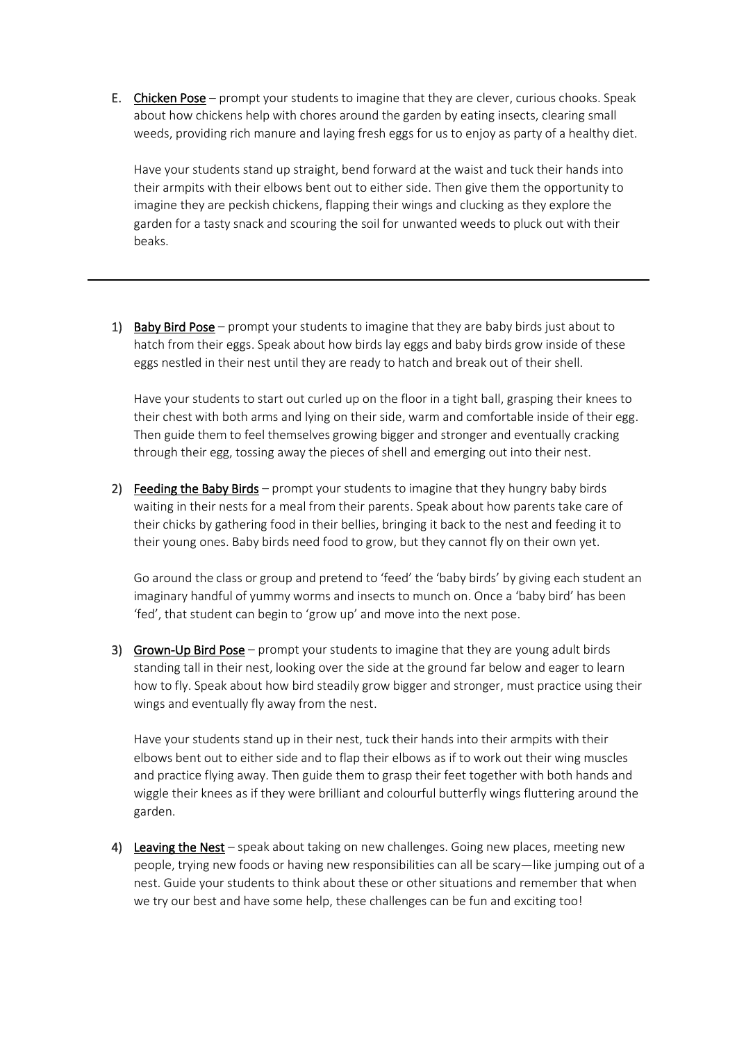E. <u>Chicken Pose</u> – prompt your students to imagine that they are clever, curious chooks. Speak about how chickens help with chores around the garden by eating insects, clearing small weeds, providing rich manure and laying fresh eggs for us to enjoy as party of a healthy diet.

   Have your students stand up straight, bend forward at the waist and tuck their hands into their armpits with their elbows bent out to either side. Then give them the opportunity to imagine they are peckish chickens, flapping their wings and clucking as they explore the garden for a tasty snack and scouring the soil for unwanted weeds to pluck out with their beaks.

---

1) <u>Baby Bird Pose</u> – prompt your students to imagine that they are baby birds just about to hatch from their eggs. Speak about how birds lay eggs and baby birds grow inside of these eggs nestled in their nest until they are ready to hatch and break out of their shell.

   Have your students to start out curled up on the floor in a tight ball, grasping their knees to their chest with both arms and lying on their side, warm and comfortable inside of their egg. Then guide them to feel themselves growing bigger and stronger and eventually cracking through their egg, tossing away the pieces of shell and emerging out into their nest.

2) <u>Feeding the Baby Birds</u> – prompt your students to imagine that they hungry baby birds waiting in their nests for a meal from their parents. Speak about how parents take care of their chicks by gathering food in their bellies, bringing it back to the nest and feeding it to their young ones. Baby birds need food to grow, but they cannot fly on their own yet.

   Go around the class or group and pretend to 'feed' the 'baby birds' by giving each student an imaginary handful of yummy worms and insects to munch on. Once a 'baby bird' has been 'fed', that student can begin to 'grow up' and move into the next pose.

3) <u>Grown-Up Bird Pose</u> – prompt your students to imagine that they are young adult birds standing tall in their nest, looking over the side at the ground far below and eager to learn how to fly. Speak about how bird steadily grow bigger and stronger, must practice using their wings and eventually fly away from the nest.

   Have your students stand up in their nest, tuck their hands into their armpits with their elbows bent out to either side and to flap their elbows as if to work out their wing muscles and practice flying away. Then guide them to grasp their feet together with both hands and wiggle their knees as if they were brilliant and colourful butterfly wings fluttering around the garden.

4) <u>Leaving the Nest</u> – speak about taking on new challenges. Going new places, meeting new people, trying new foods or having new responsibilities can all be scary—like jumping out of a nest. Guide your students to think about these or other situations and remember that when we try our best and have some help, these challenges can be fun and exciting too!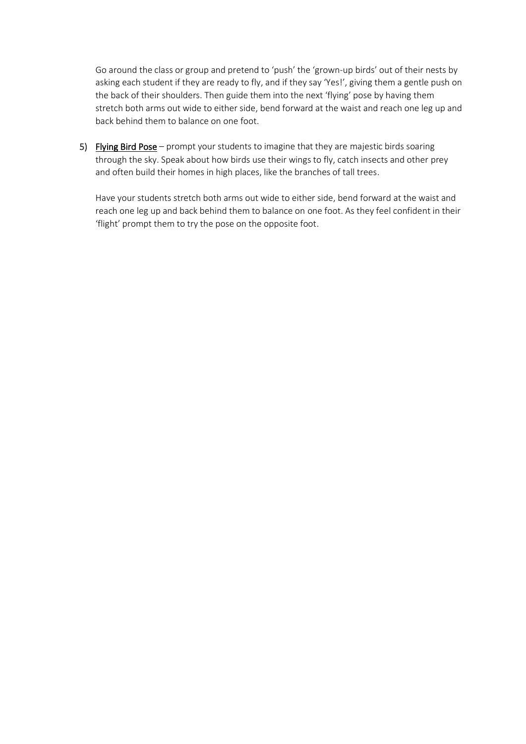Go around the class or group and pretend to 'push' the 'grown-up birds' out of their nests by asking each student if they are ready to fly, and if they say 'Yes!', giving them a gentle push on the back of their shoulders. Then guide them into the next 'flying' pose by having them stretch both arms out wide to either side, bend forward at the waist and reach one leg up and back behind them to balance on one foot.

5) <u>Flying Bird Pose</u> – prompt your students to imagine that they are majestic birds soaring through the sky. Speak about how birds use their wings to fly, catch insects and other prey and often build their homes in high places, like the branches of tall trees.

   Have your students stretch both arms out wide to either side, bend forward at the waist and reach one leg up and back behind them to balance on one foot. As they feel confident in their 'flight' prompt them to try the pose on the opposite foot.